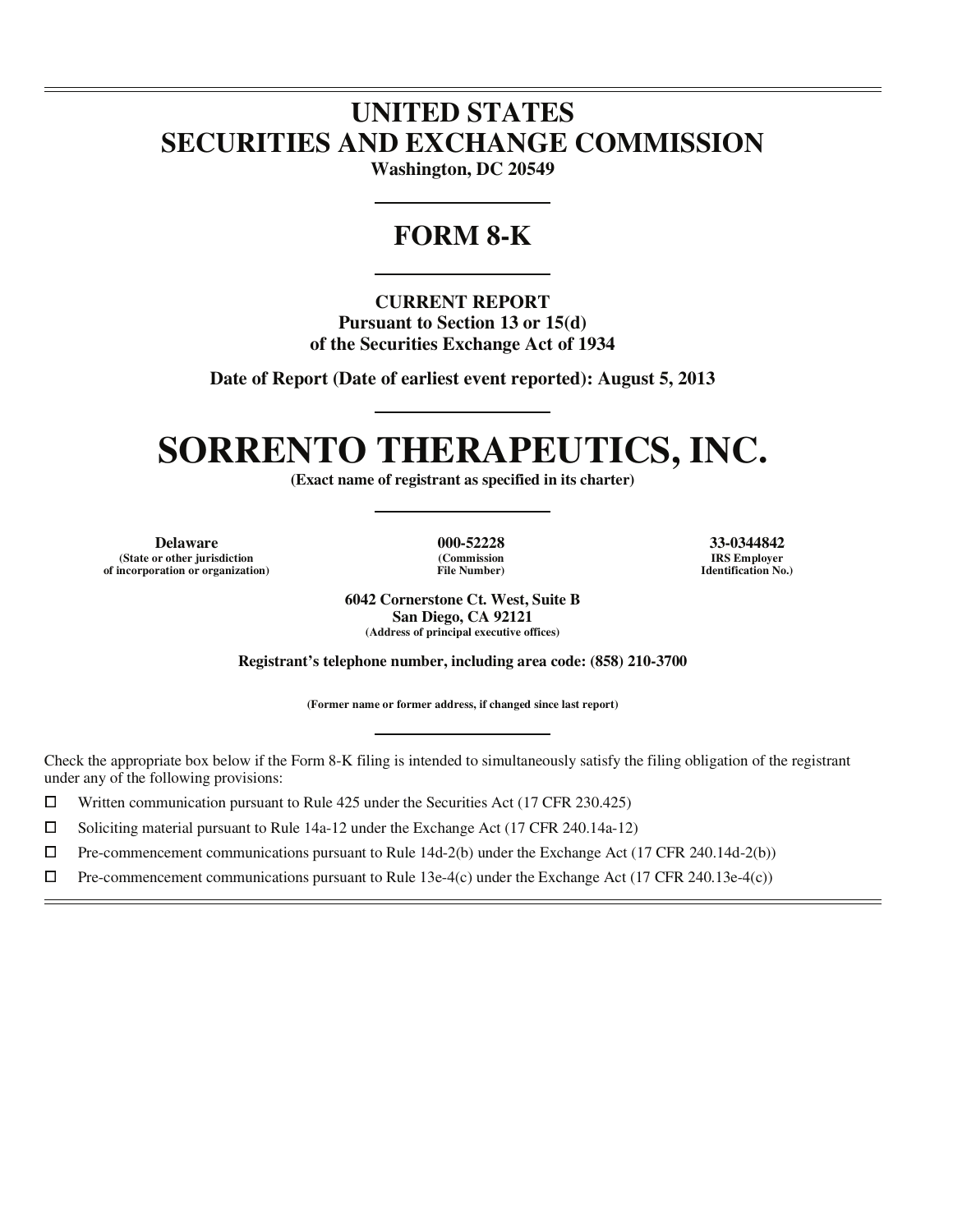# UNITED STATES
# SECURITIES AND EXCHANGE COMMISSION

**Washington, DC 20549**

## FORM 8-K

**CURRENT REPORT**
**Pursuant to Section 13 or 15(d)**
**of the Securities Exchange Act of 1934**

**Date of Report (Date of earliest event reported): August 5, 2013**

# SORRENTO THERAPEUTICS, INC.

**(Exact name of registrant as specified in its charter)**

| **Delaware** | **000-52228** | **33-0344842** |
|---|---|---|
| **(State or other jurisdiction of incorporation or organization)** | **(Commission File Number)** | **IRS Employer Identification No.)** |

**6042 Cornerstone Ct. West, Suite B**
**San Diego, CA 92121**
**(Address of principal executive offices)**

**Registrant's telephone number, including area code: (858) 210-3700**

**(Former name or former address, if changed since last report)**

Check the appropriate box below if the Form 8-K filing is intended to simultaneously satisfy the filing obligation of the registrant under any of the following provisions:

- ☐ Written communication pursuant to Rule 425 under the Securities Act (17 CFR 230.425)
- ☐ Soliciting material pursuant to Rule 14a-12 under the Exchange Act (17 CFR 240.14a-12)
- ☐ Pre-commencement communications pursuant to Rule 14d-2(b) under the Exchange Act (17 CFR 240.14d-2(b))
- ☐ Pre-commencement communications pursuant to Rule 13e-4(c) under the Exchange Act (17 CFR 240.13e-4(c))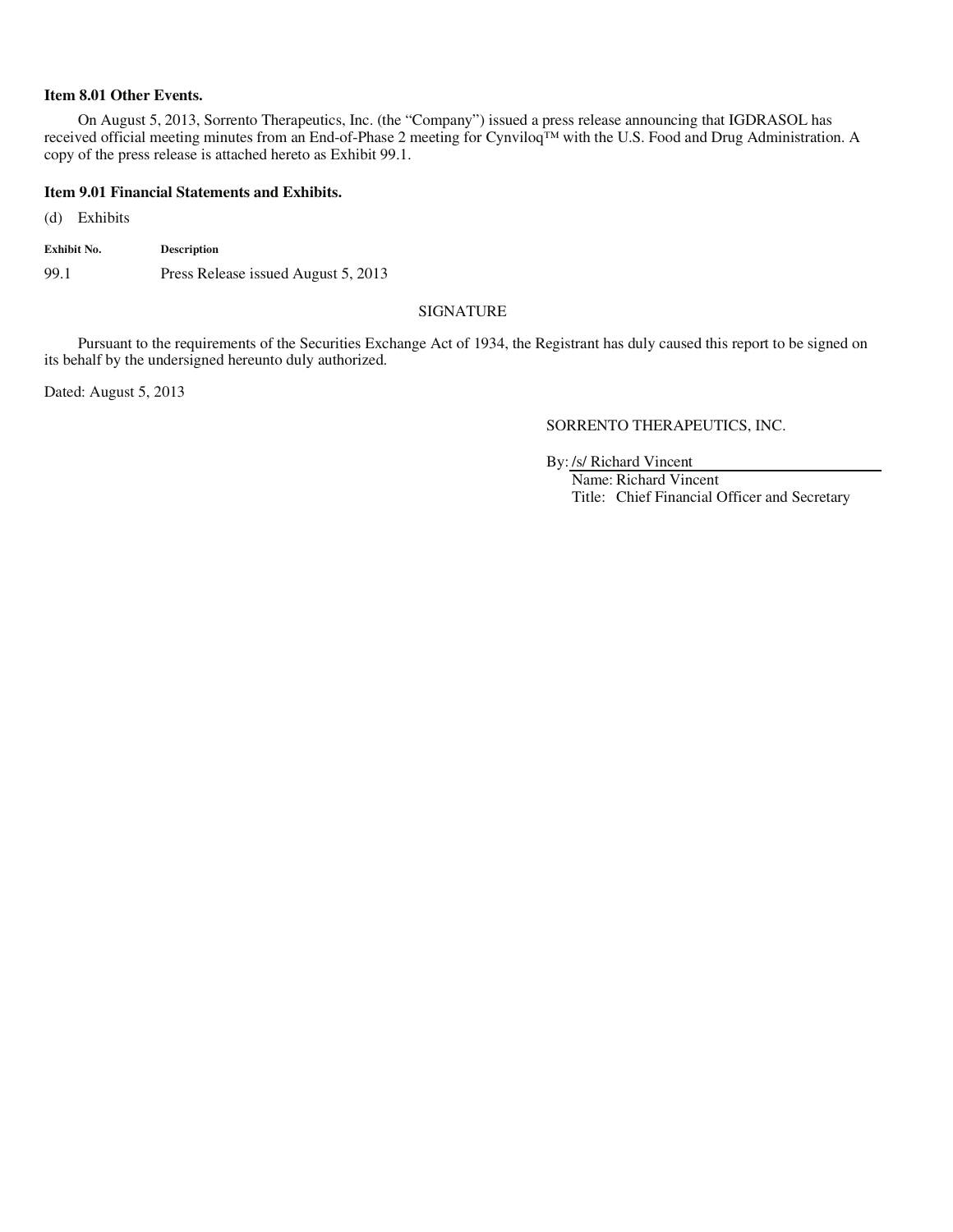**Item 8.01 Other Events.**

On August 5, 2013, Sorrento Therapeutics, Inc. (the "Company") issued a press release announcing that IGDRASOL has received official meeting minutes from an End-of-Phase 2 meeting for Cynviloq™ with the U.S. Food and Drug Administration. A copy of the press release is attached hereto as Exhibit 99.1.

**Item 9.01 Financial Statements and Exhibits.**

(d) Exhibits

| Exhibit No. | Description |
|---|---|
| 99.1 | Press Release issued August 5, 2013 |

SIGNATURE

Pursuant to the requirements of the Securities Exchange Act of 1934, the Registrant has duly caused this report to be signed on its behalf by the undersigned hereunto duly authorized.

Dated: August 5, 2013

SORRENTO THERAPEUTICS, INC.

By: /s/ Richard Vincent
Name: Richard Vincent
Title: Chief Financial Officer and Secretary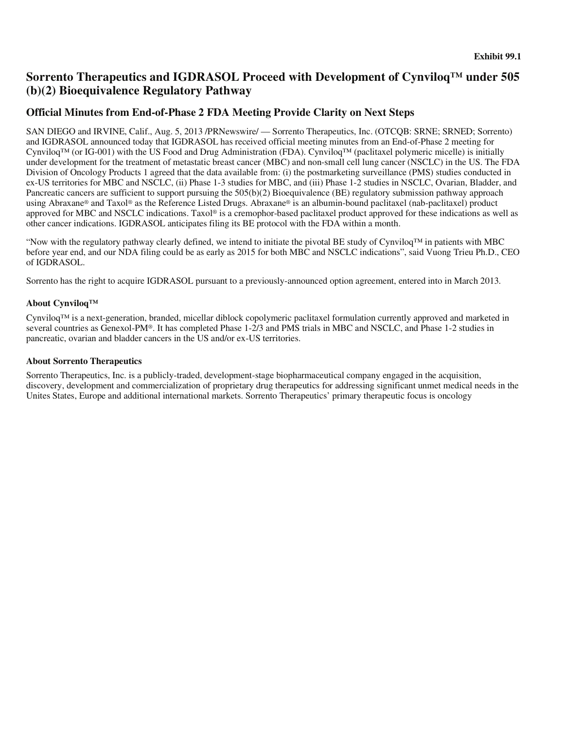**Exhibit 99.1**

# Sorrento Therapeutics and IGDRASOL Proceed with Development of Cynviloq™ under 505 (b)(2) Bioequivalence Regulatory Pathway

## Official Minutes from End-of-Phase 2 FDA Meeting Provide Clarity on Next Steps

SAN DIEGO and IRVINE, Calif., Aug. 5, 2013 /PRNewswire/ — Sorrento Therapeutics, Inc. (OTCQB: SRNE; SRNED; Sorrento) and IGDRASOL announced today that IGDRASOL has received official meeting minutes from an End-of-Phase 2 meeting for Cynviloq™ (or IG-001) with the US Food and Drug Administration (FDA). Cynviloq™ (paclitaxel polymeric micelle) is initially under development for the treatment of metastatic breast cancer (MBC) and non-small cell lung cancer (NSCLC) in the US. The FDA Division of Oncology Products 1 agreed that the data available from: (i) the postmarketing surveillance (PMS) studies conducted in ex-US territories for MBC and NSCLC, (ii) Phase 1-3 studies for MBC, and (iii) Phase 1-2 studies in NSCLC, Ovarian, Bladder, and Pancreatic cancers are sufficient to support pursuing the 505(b)(2) Bioequivalence (BE) regulatory submission pathway approach using Abraxane® and Taxol® as the Reference Listed Drugs. Abraxane® is an albumin-bound paclitaxel (nab-paclitaxel) product approved for MBC and NSCLC indications. Taxol® is a cremophor-based paclitaxel product approved for these indications as well as other cancer indications. IGDRASOL anticipates filing its BE protocol with the FDA within a month.

"Now with the regulatory pathway clearly defined, we intend to initiate the pivotal BE study of Cynviloq™ in patients with MBC before year end, and our NDA filing could be as early as 2015 for both MBC and NSCLC indications", said Vuong Trieu Ph.D., CEO of IGDRASOL.

Sorrento has the right to acquire IGDRASOL pursuant to a previously-announced option agreement, entered into in March 2013.

### About Cynviloq™

Cynviloq™ is a next-generation, branded, micellar diblock copolymeric paclitaxel formulation currently approved and marketed in several countries as Genexol-PM®. It has completed Phase 1-2/3 and PMS trials in MBC and NSCLC, and Phase 1-2 studies in pancreatic, ovarian and bladder cancers in the US and/or ex-US territories.

### About Sorrento Therapeutics

Sorrento Therapeutics, Inc. is a publicly-traded, development-stage biopharmaceutical company engaged in the acquisition, discovery, development and commercialization of proprietary drug therapeutics for addressing significant unmet medical needs in the Unites States, Europe and additional international markets. Sorrento Therapeutics' primary therapeutic focus is oncology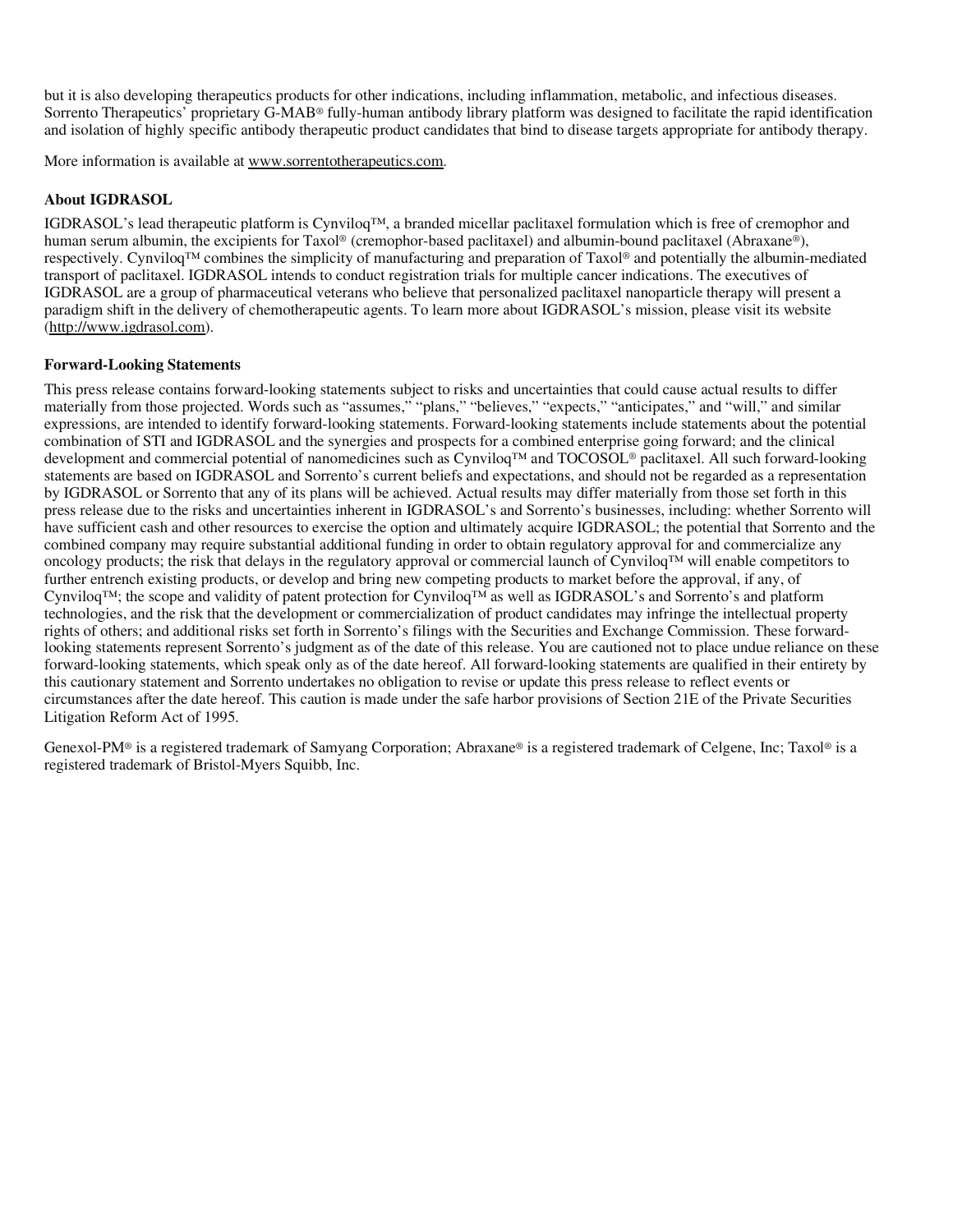but it is also developing therapeutics products for other indications, including inflammation, metabolic, and infectious diseases. Sorrento Therapeutics' proprietary G-MAB® fully-human antibody library platform was designed to facilitate the rapid identification and isolation of highly specific antibody therapeutic product candidates that bind to disease targets appropriate for antibody therapy.

More information is available at www.sorrentotherapeutics.com.

**About IGDRASOL**

IGDRASOL's lead therapeutic platform is Cynviloq™, a branded micellar paclitaxel formulation which is free of cremophor and human serum albumin, the excipients for Taxol® (cremophor-based paclitaxel) and albumin-bound paclitaxel (Abraxane®), respectively. Cynviloq™ combines the simplicity of manufacturing and preparation of Taxol® and potentially the albumin-mediated transport of paclitaxel. IGDRASOL intends to conduct registration trials for multiple cancer indications. The executives of IGDRASOL are a group of pharmaceutical veterans who believe that personalized paclitaxel nanoparticle therapy will present a paradigm shift in the delivery of chemotherapeutic agents. To learn more about IGDRASOL's mission, please visit its website (http://www.igdrasol.com).

**Forward-Looking Statements**

This press release contains forward-looking statements subject to risks and uncertainties that could cause actual results to differ materially from those projected. Words such as "assumes," "plans," "believes," "expects," "anticipates," and "will," and similar expressions, are intended to identify forward-looking statements. Forward-looking statements include statements about the potential combination of STI and IGDRASOL and the synergies and prospects for a combined enterprise going forward; and the clinical development and commercial potential of nanomedicines such as Cynviloq™ and TOCOSOL® paclitaxel. All such forward-looking statements are based on IGDRASOL and Sorrento's current beliefs and expectations, and should not be regarded as a representation by IGDRASOL or Sorrento that any of its plans will be achieved. Actual results may differ materially from those set forth in this press release due to the risks and uncertainties inherent in IGDRASOL's and Sorrento's businesses, including: whether Sorrento will have sufficient cash and other resources to exercise the option and ultimately acquire IGDRASOL; the potential that Sorrento and the combined company may require substantial additional funding in order to obtain regulatory approval for and commercialize any oncology products; the risk that delays in the regulatory approval or commercial launch of Cynviloq™ will enable competitors to further entrench existing products, or develop and bring new competing products to market before the approval, if any, of Cynviloq™; the scope and validity of patent protection for Cynviloq™ as well as IGDRASOL's and Sorrento's and platform technologies, and the risk that the development or commercialization of product candidates may infringe the intellectual property rights of others; and additional risks set forth in Sorrento's filings with the Securities and Exchange Commission. These forward-looking statements represent Sorrento's judgment as of the date of this release. You are cautioned not to place undue reliance on these forward-looking statements, which speak only as of the date hereof. All forward-looking statements are qualified in their entirety by this cautionary statement and Sorrento undertakes no obligation to revise or update this press release to reflect events or circumstances after the date hereof. This caution is made under the safe harbor provisions of Section 21E of the Private Securities Litigation Reform Act of 1995.

Genexol-PM® is a registered trademark of Samyang Corporation; Abraxane® is a registered trademark of Celgene, Inc; Taxol® is a registered trademark of Bristol-Myers Squibb, Inc.